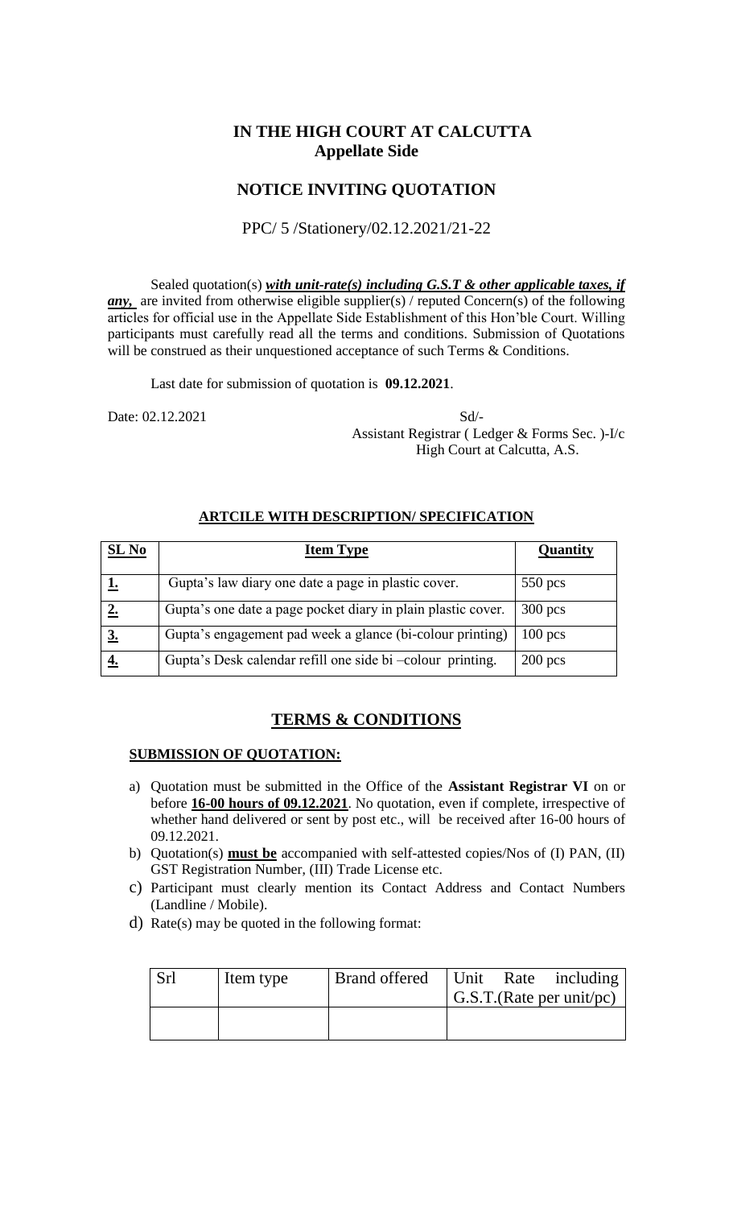## IN THE HIGH COURT AT CALCUTTA
## Appellate Side

## NOTICE INVITING QUOTATION

PPC/ 5 /Stationery/02.12.2021/21-22

Sealed quotation(s) ***with unit-rate(s) including G.S.T & other applicable taxes, if any,*** are invited from otherwise eligible supplier(s) / reputed Concern(s) of the following articles for official use in the Appellate Side Establishment of this Hon'ble Court. Willing participants must carefully read all the terms and conditions. Submission of Quotations will be construed as their unquestioned acceptance of such Terms & Conditions.

Last date for submission of quotation is **09.12.2021**.

Date: 02.12.2021

Sd/-
Assistant Registrar ( Ledger & Forms Sec. )-I/c
High Court at Calcutta, A.S.

### ARTCILE WITH DESCRIPTION/ SPECIFICATION

| SL No | Item Type | Quantity |
|---|---|---|
| 1. | Gupta's law diary one date a page in plastic cover. | 550 pcs |
| 2. | Gupta's one date a page pocket diary in plain plastic cover. | 300 pcs |
| 3. | Gupta's engagement pad week a glance (bi-colour printing) | 100 pcs |
| 4. | Gupta's Desk calendar refill one side bi –colour printing. | 200 pcs |

## TERMS & CONDITIONS

### SUBMISSION OF QUOTATION:

a) Quotation must be submitted in the Office of the **Assistant Registrar VI** on or before **16-00 hours of 09.12.2021**. No quotation, even if complete, irrespective of whether hand delivered or sent by post etc., will be received after 16-00 hours of 09.12.2021.

b) Quotation(s) **must be** accompanied with self-attested copies/Nos of (I) PAN, (II) GST Registration Number, (III) Trade License etc.

c) Participant must clearly mention its Contact Address and Contact Numbers (Landline / Mobile).

d) Rate(s) may be quoted in the following format:

| Srl | Item type | Brand offered | Unit Rate including G.S.T.(Rate per unit/pc) |
|---|---|---|---|
| | | | |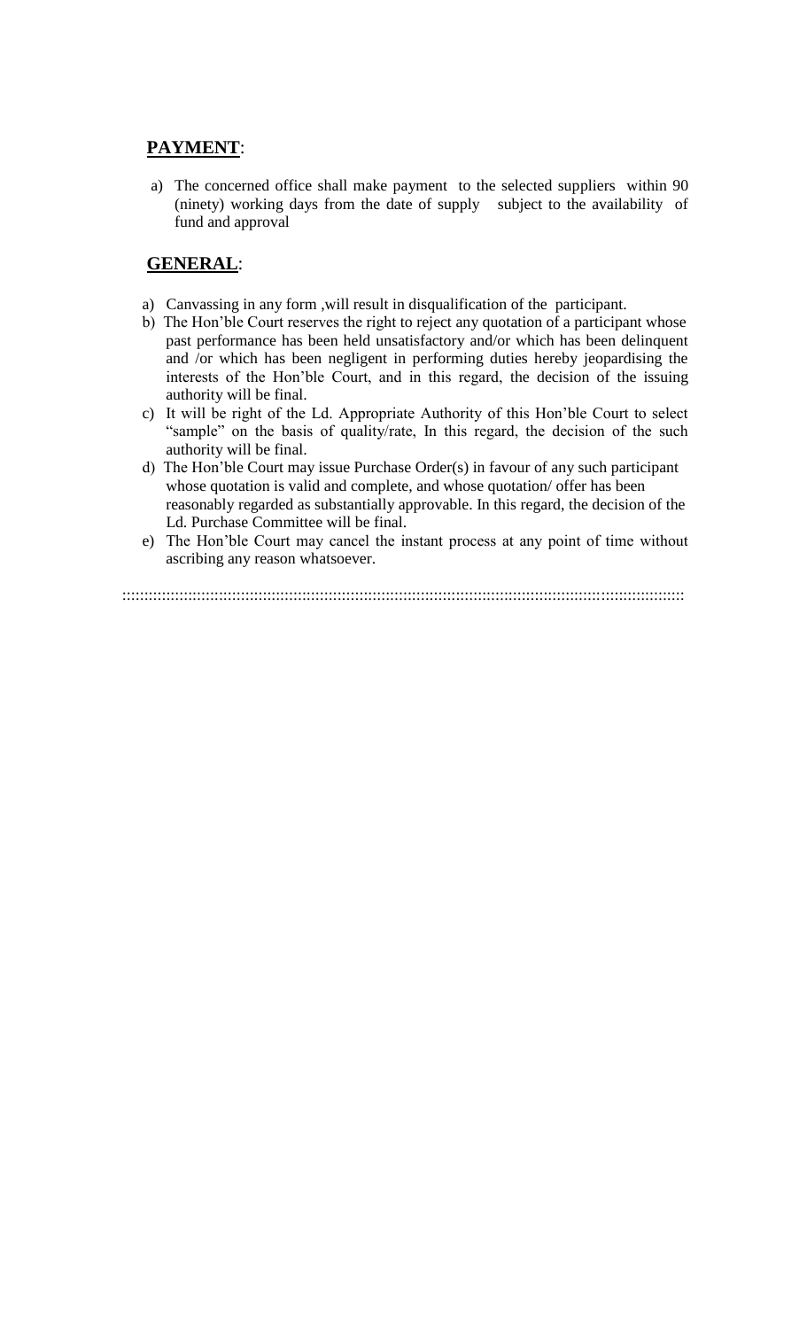## **PAYMENT**:

a) The concerned office shall make payment to the selected suppliers within 90 (ninety) working days from the date of supply subject to the availability of fund and approval

## **GENERAL**:

a) Canvassing in any form ,will result in disqualification of the participant.
b) The Hon'ble Court reserves the right to reject any quotation of a participant whose past performance has been held unsatisfactory and/or which has been delinquent and /or which has been negligent in performing duties hereby jeopardising the interests of the Hon'ble Court, and in this regard, the decision of the issuing authority will be final.
c) It will be right of the Ld. Appropriate Authority of this Hon'ble Court to select "sample" on the basis of quality/rate, In this regard, the decision of the such authority will be final.
d) The Hon'ble Court may issue Purchase Order(s) in favour of any such participant whose quotation is valid and complete, and whose quotation/ offer has been reasonably regarded as substantially approvable. In this regard, the decision of the Ld. Purchase Committee will be final.
e) The Hon'ble Court may cancel the instant process at any point of time without ascribing any reason whatsoever.

::::::::::::::::::::::::::::::::::::::::::::::::::::::::::::::::::::::::::::::::::::::::::::::::::::::::::::::::::::::::::::::::::::::